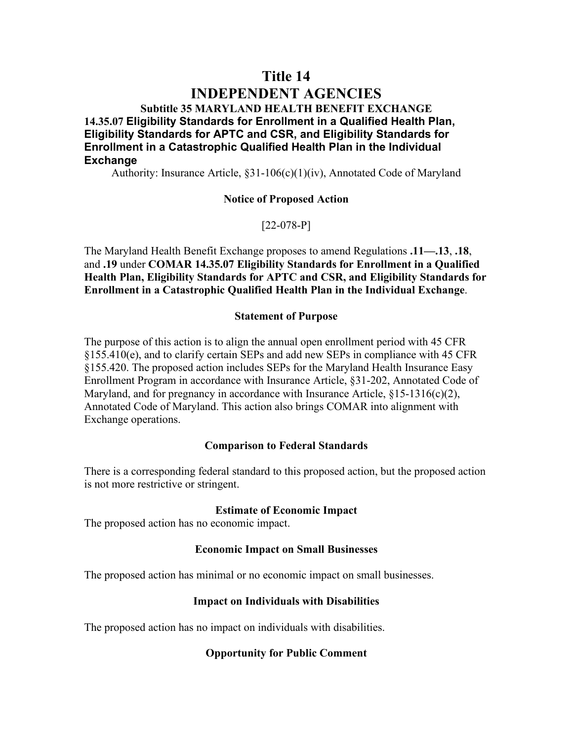# Title 14
# INDEPENDENT AGENCIES

### Subtitle 35 MARYLAND HEALTH BENEFIT EXCHANGE

### 14.35.07 Eligibility Standards for Enrollment in a Qualified Health Plan, Eligibility Standards for APTC and CSR, and Eligibility Standards for Enrollment in a Catastrophic Qualified Health Plan in the Individual Exchange

Authority: Insurance Article, §31-106(c)(1)(iv), Annotated Code of Maryland

**Notice of Proposed Action**

[22-078-P]

The Maryland Health Benefit Exchange proposes to amend Regulations **.11—.13**, **.18**, and **.19** under **COMAR 14.35.07 Eligibility Standards for Enrollment in a Qualified Health Plan, Eligibility Standards for APTC and CSR, and Eligibility Standards for Enrollment in a Catastrophic Qualified Health Plan in the Individual Exchange**.

**Statement of Purpose**

The purpose of this action is to align the annual open enrollment period with 45 CFR §155.410(e), and to clarify certain SEPs and add new SEPs in compliance with 45 CFR §155.420. The proposed action includes SEPs for the Maryland Health Insurance Easy Enrollment Program in accordance with Insurance Article, §31-202, Annotated Code of Maryland, and for pregnancy in accordance with Insurance Article, §15-1316(c)(2), Annotated Code of Maryland. This action also brings COMAR into alignment with Exchange operations.

**Comparison to Federal Standards**

There is a corresponding federal standard to this proposed action, but the proposed action is not more restrictive or stringent.

**Estimate of Economic Impact**

The proposed action has no economic impact.

**Economic Impact on Small Businesses**

The proposed action has minimal or no economic impact on small businesses.

**Impact on Individuals with Disabilities**

The proposed action has no impact on individuals with disabilities.

**Opportunity for Public Comment**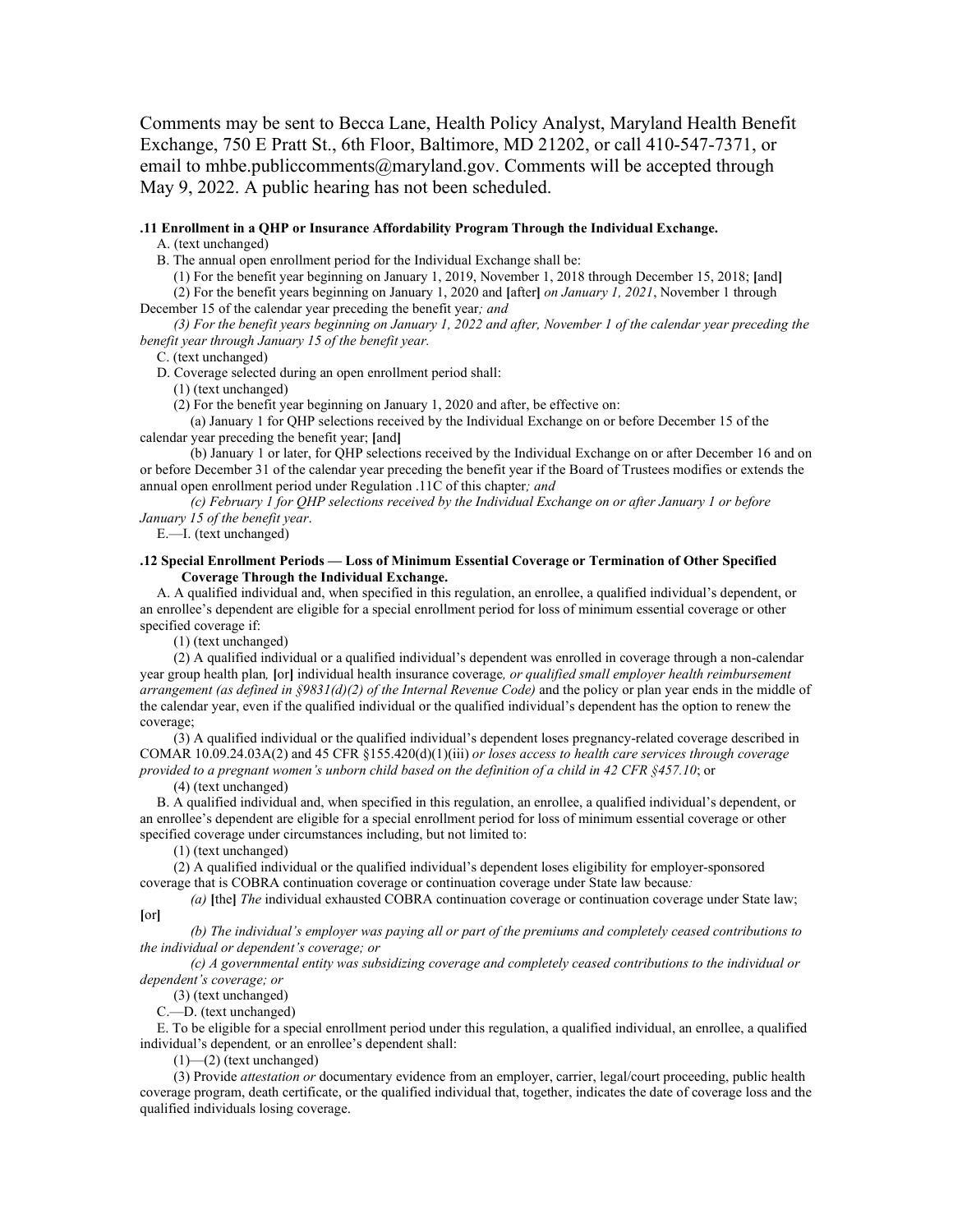Comments may be sent to Becca Lane, Health Policy Analyst, Maryland Health Benefit Exchange, 750 E Pratt St., 6th Floor, Baltimore, MD 21202, or call 410-547-7371, or email to mhbe.publiccomments@maryland.gov. Comments will be accepted through May 9, 2022. A public hearing has not been scheduled.

**.11 Enrollment in a QHP or Insurance Affordability Program Through the Individual Exchange.**

A. (text unchanged)

B. The annual open enrollment period for the Individual Exchange shall be:

(1) For the benefit year beginning on January 1, 2019, November 1, 2018 through December 15, 2018; **[**and**]**

(2) For the benefit years beginning on January 1, 2020 and **[**after**]** *on January 1, 2021*, November 1 through December 15 of the calendar year preceding the benefit year*; and*

*(3) For the benefit years beginning on January 1, 2022 and after, November 1 of the calendar year preceding the benefit year through January 15 of the benefit year.*

C. (text unchanged)

D. Coverage selected during an open enrollment period shall:

(1) (text unchanged)

(2) For the benefit year beginning on January 1, 2020 and after, be effective on:

(a) January 1 for QHP selections received by the Individual Exchange on or before December 15 of the calendar year preceding the benefit year; **[**and**]**

(b) January 1 or later, for QHP selections received by the Individual Exchange on or after December 16 and on or before December 31 of the calendar year preceding the benefit year if the Board of Trustees modifies or extends the annual open enrollment period under Regulation .11C of this chapter*; and*

*(c) February 1 for QHP selections received by the Individual Exchange on or after January 1 or before January 15 of the benefit year*.

E.—I. (text unchanged)

**.12 Special Enrollment Periods — Loss of Minimum Essential Coverage or Termination of Other Specified Coverage Through the Individual Exchange.**

A. A qualified individual and, when specified in this regulation, an enrollee, a qualified individual's dependent, or an enrollee's dependent are eligible for a special enrollment period for loss of minimum essential coverage or other specified coverage if:

(1) (text unchanged)

(2) A qualified individual or a qualified individual's dependent was enrolled in coverage through a non-calendar year group health plan*,* **[**or**]** individual health insurance coverage*, or qualified small employer health reimbursement arrangement (as defined in §9831(d)(2) of the Internal Revenue Code)* and the policy or plan year ends in the middle of the calendar year, even if the qualified individual or the qualified individual's dependent has the option to renew the coverage;

(3) A qualified individual or the qualified individual's dependent loses pregnancy-related coverage described in COMAR 10.09.24.03A(2) and 45 CFR §155.420(d)(1)(iii) *or loses access to health care services through coverage provided to a pregnant women's unborn child based on the definition of a child in 42 CFR §457.10*; or

(4) (text unchanged)

B. A qualified individual and, when specified in this regulation, an enrollee, a qualified individual's dependent, or an enrollee's dependent are eligible for a special enrollment period for loss of minimum essential coverage or other specified coverage under circumstances including, but not limited to:

(1) (text unchanged)

(2) A qualified individual or the qualified individual's dependent loses eligibility for employer-sponsored coverage that is COBRA continuation coverage or continuation coverage under State law because*:*

*(a)* **[**the**]** *The* individual exhausted COBRA continuation coverage or continuation coverage under State law; **[**or**]**

*(b) The individual's employer was paying all or part of the premiums and completely ceased contributions to the individual or dependent's coverage; or*

*(c) A governmental entity was subsidizing coverage and completely ceased contributions to the individual or dependent's coverage; or*

(3) (text unchanged)

C.—D. (text unchanged)

E. To be eligible for a special enrollment period under this regulation, a qualified individual, an enrollee, a qualified individual's dependent*,* or an enrollee's dependent shall:

(1)—(2) (text unchanged)

(3) Provide *attestation or* documentary evidence from an employer, carrier, legal/court proceeding, public health coverage program, death certificate, or the qualified individual that, together, indicates the date of coverage loss and the qualified individuals losing coverage.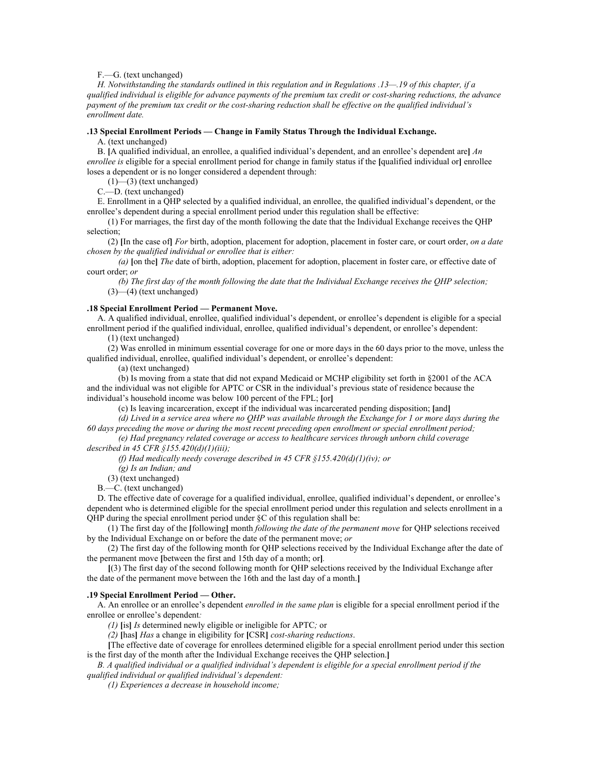F.—G. (text unchanged)

*H. Notwithstanding the standards outlined in this regulation and in Regulations .13—.19 of this chapter, if a qualified individual is eligible for advance payments of the premium tax credit or cost-sharing reductions, the advance payment of the premium tax credit or the cost-sharing reduction shall be effective on the qualified individual's enrollment date.*

**.13 Special Enrollment Periods — Change in Family Status Through the Individual Exchange.**

A. (text unchanged)

B. **[**A qualified individual, an enrollee, a qualified individual's dependent, and an enrollee's dependent are**]** *An enrollee is* eligible for a special enrollment period for change in family status if the **[**qualified individual or**]** enrollee loses a dependent or is no longer considered a dependent through:

(1)—(3) (text unchanged)

C.—D. (text unchanged)

E. Enrollment in a QHP selected by a qualified individual, an enrollee, the qualified individual's dependent, or the enrollee's dependent during a special enrollment period under this regulation shall be effective:

(1) For marriages, the first day of the month following the date that the Individual Exchange receives the QHP selection;

(2) **[**In the case of**]** *For* birth, adoption, placement for adoption, placement in foster care, or court order, *on a date chosen by the qualified individual or enrollee that is either:*

*(a)* **[**on the**]** *The* date of birth, adoption, placement for adoption, placement in foster care, or effective date of court order; *or*

*(b) The first day of the month following the date that the Individual Exchange receives the QHP selection;*

(3)—(4) (text unchanged)

**.18 Special Enrollment Period — Permanent Move.**

A. A qualified individual, enrollee, qualified individual's dependent, or enrollee's dependent is eligible for a special enrollment period if the qualified individual, enrollee, qualified individual's dependent, or enrollee's dependent:

(1) (text unchanged)

(2) Was enrolled in minimum essential coverage for one or more days in the 60 days prior to the move, unless the qualified individual, enrollee, qualified individual's dependent, or enrollee's dependent:

(a) (text unchanged)

(b) Is moving from a state that did not expand Medicaid or MCHP eligibility set forth in §2001 of the ACA and the individual was not eligible for APTC or CSR in the individual's previous state of residence because the individual's household income was below 100 percent of the FPL; **[**or**]**

(c) Is leaving incarceration, except if the individual was incarcerated pending disposition; **[**and**]**

*(d) Lived in a service area where no QHP was available through the Exchange for 1 or more days during the 60 days preceding the move or during the most recent preceding open enrollment or special enrollment period;*

*(e) Had pregnancy related coverage or access to healthcare services through unborn child coverage described in 45 CFR §155.420(d)(1)(iii);*

*(f) Had medically needy coverage described in 45 CFR §155.420(d)(1)(iv); or*

*(g) Is an Indian; and*

(3) (text unchanged)

B.—C. (text unchanged)

D. The effective date of coverage for a qualified individual, enrollee, qualified individual's dependent, or enrollee's dependent who is determined eligible for the special enrollment period under this regulation and selects enrollment in a QHP during the special enrollment period under §C of this regulation shall be:

(1) The first day of the **[**following**]** month *following the date of the permanent move* for QHP selections received by the Individual Exchange on or before the date of the permanent move; *or*

(2) The first day of the following month for QHP selections received by the Individual Exchange after the date of the permanent move **[**between the first and 15th day of a month; or**]**.

**[**(3) The first day of the second following month for QHP selections received by the Individual Exchange after the date of the permanent move between the 16th and the last day of a month.**]**

**.19 Special Enrollment Period — Other.**

A. An enrollee or an enrollee's dependent *enrolled in the same plan* is eligible for a special enrollment period if the enrollee or enrollee's dependent*:*

*(1)* **[**is**]** *Is* determined newly eligible or ineligible for APTC*;* or

*(2)* **[**has**]** *Has* a change in eligibility for **[**CSR**]** *cost-sharing reductions*.

**[**The effective date of coverage for enrollees determined eligible for a special enrollment period under this section is the first day of the month after the Individual Exchange receives the QHP selection.**]**

*B. A qualified individual or a qualified individual's dependent is eligible for a special enrollment period if the qualified individual or qualified individual's dependent:*

*(1) Experiences a decrease in household income;*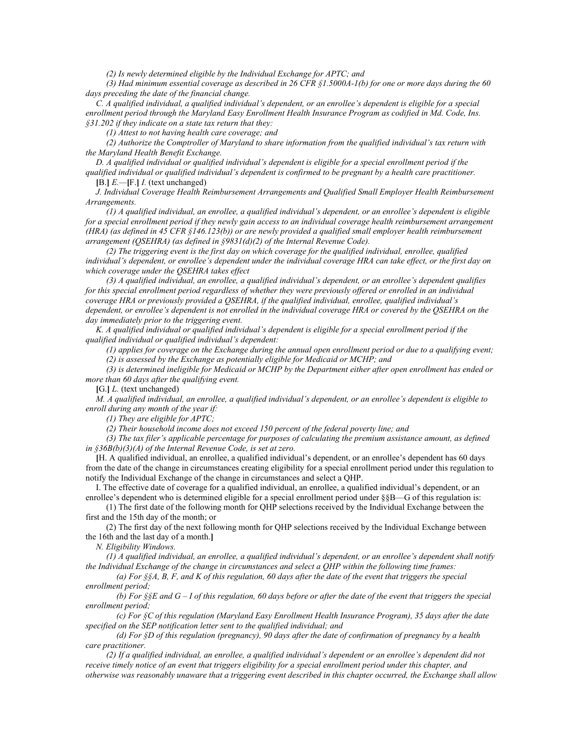*(2) Is newly determined eligible by the Individual Exchange for APTC; and*

*(3) Had minimum essential coverage as described in 26 CFR §1.5000A-1(b) for one or more days during the 60 days preceding the date of the financial change.*

*C. A qualified individual, a qualified individual's dependent, or an enrollee's dependent is eligible for a special enrollment period through the Maryland Easy Enrollment Health Insurance Program as codified in Md. Code, Ins. §31.202 if they indicate on a state tax return that they:*

*(1) Attest to not having health care coverage; and*

*(2) Authorize the Comptroller of Maryland to share information from the qualified individual's tax return with the Maryland Health Benefit Exchange.*

*D. A qualified individual or qualified individual's dependent is eligible for a special enrollment period if the qualified individual or qualified individual's dependent is confirmed to be pregnant by a health care practitioner.*

**[**B.**]** *E.*—**[**F.**]** *I.* (text unchanged)

*J. Individual Coverage Health Reimbursement Arrangements and Qualified Small Employer Health Reimbursement Arrangements.*

*(1) A qualified individual, an enrollee, a qualified individual's dependent, or an enrollee's dependent is eligible for a special enrollment period if they newly gain access to an individual coverage health reimbursement arrangement (HRA) (as defined in 45 CFR §146.123(b)) or are newly provided a qualified small employer health reimbursement arrangement (QSEHRA) (as defined in §9831(d)(2) of the Internal Revenue Code).*

*(2) The triggering event is the first day on which coverage for the qualified individual, enrollee, qualified individual's dependent, or enrollee's dependent under the individual coverage HRA can take effect, or the first day on which coverage under the QSEHRA takes effect*

*(3) A qualified individual, an enrollee, a qualified individual's dependent, or an enrollee's dependent qualifies for this special enrollment period regardless of whether they were previously offered or enrolled in an individual coverage HRA or previously provided a QSEHRA, if the qualified individual, enrollee, qualified individual's dependent, or enrollee's dependent is not enrolled in the individual coverage HRA or covered by the QSEHRA on the day immediately prior to the triggering event.*

*K. A qualified individual or qualified individual's dependent is eligible for a special enrollment period if the qualified individual or qualified individual's dependent:*

*(1) applies for coverage on the Exchange during the annual open enrollment period or due to a qualifying event;*

*(2) is assessed by the Exchange as potentially eligible for Medicaid or MCHP; and*

*(3) is determined ineligible for Medicaid or MCHP by the Department either after open enrollment has ended or more than 60 days after the qualifying event.*

**[**G.**]** *L.* (text unchanged)

*M. A qualified individual, an enrollee, a qualified individual's dependent, or an enrollee's dependent is eligible to enroll during any month of the year if:*

*(1) They are eligible for APTC;*

*(2) Their household income does not exceed 150 percent of the federal poverty line; and*

*(3) The tax filer's applicable percentage for purposes of calculating the premium assistance amount, as defined in §36B(b)(3)(A) of the Internal Revenue Code, is set at zero.*

**[**H. A qualified individual, an enrollee, a qualified individual's dependent, or an enrollee's dependent has 60 days from the date of the change in circumstances creating eligibility for a special enrollment period under this regulation to notify the Individual Exchange of the change in circumstances and select a QHP.

I. The effective date of coverage for a qualified individual, an enrollee, a qualified individual's dependent, or an enrollee's dependent who is determined eligible for a special enrollment period under §§B—G of this regulation is:

(1) The first date of the following month for QHP selections received by the Individual Exchange between the first and the 15th day of the month; or

(2) The first day of the next following month for QHP selections received by the Individual Exchange between the 16th and the last day of a month.**]**

*N. Eligibility Windows.*

*(1) A qualified individual, an enrollee, a qualified individual's dependent, or an enrollee's dependent shall notify the Individual Exchange of the change in circumstances and select a QHP within the following time frames:*

*(a) For §§A, B, F, and K of this regulation, 60 days after the date of the event that triggers the special enrollment period;*

*(b) For §§E and G – I of this regulation, 60 days before or after the date of the event that triggers the special enrollment period;*

*(c) For §C of this regulation (Maryland Easy Enrollment Health Insurance Program), 35 days after the date specified on the SEP notification letter sent to the qualified individual; and*

*(d) For §D of this regulation (pregnancy), 90 days after the date of confirmation of pregnancy by a health care practitioner.*

*(2) If a qualified individual, an enrollee, a qualified individual's dependent or an enrollee's dependent did not receive timely notice of an event that triggers eligibility for a special enrollment period under this chapter, and otherwise was reasonably unaware that a triggering event described in this chapter occurred, the Exchange shall allow*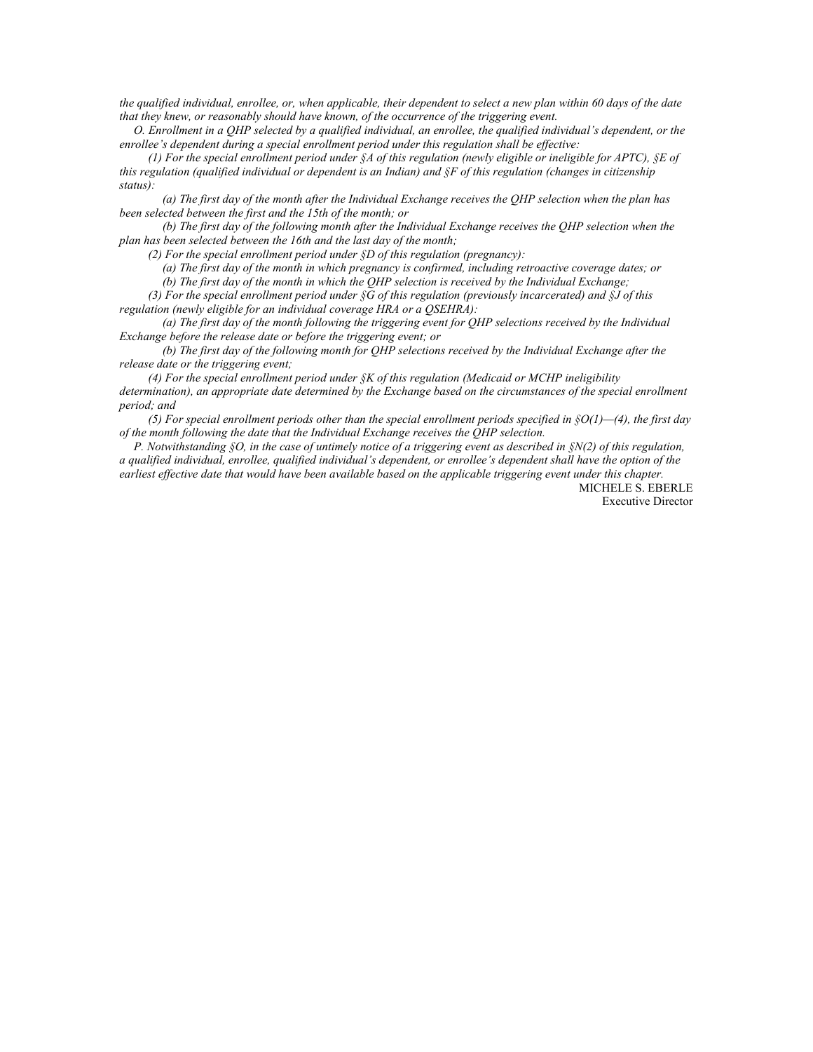*the qualified individual, enrollee, or, when applicable, their dependent to select a new plan within 60 days of the date that they knew, or reasonably should have known, of the occurrence of the triggering event.*

*O. Enrollment in a QHP selected by a qualified individual, an enrollee, the qualified individual's dependent, or the enrollee's dependent during a special enrollment period under this regulation shall be effective:*

*(1) For the special enrollment period under §A of this regulation (newly eligible or ineligible for APTC), §E of this regulation (qualified individual or dependent is an Indian) and §F of this regulation (changes in citizenship status):*

*(a) The first day of the month after the Individual Exchange receives the QHP selection when the plan has been selected between the first and the 15th of the month; or*

*(b) The first day of the following month after the Individual Exchange receives the QHP selection when the plan has been selected between the 16th and the last day of the month;*

*(2) For the special enrollment period under §D of this regulation (pregnancy):*

*(a) The first day of the month in which pregnancy is confirmed, including retroactive coverage dates; or*

*(b) The first day of the month in which the QHP selection is received by the Individual Exchange;*

*(3) For the special enrollment period under §G of this regulation (previously incarcerated) and §J of this regulation (newly eligible for an individual coverage HRA or a QSEHRA):*

*(a) The first day of the month following the triggering event for QHP selections received by the Individual Exchange before the release date or before the triggering event; or*

*(b) The first day of the following month for QHP selections received by the Individual Exchange after the release date or the triggering event;*

*(4) For the special enrollment period under §K of this regulation (Medicaid or MCHP ineligibility determination), an appropriate date determined by the Exchange based on the circumstances of the special enrollment period; and*

*(5) For special enrollment periods other than the special enrollment periods specified in §O(1)—(4), the first day of the month following the date that the Individual Exchange receives the QHP selection.*

*P. Notwithstanding §O, in the case of untimely notice of a triggering event as described in §N(2) of this regulation, a qualified individual, enrollee, qualified individual's dependent, or enrollee's dependent shall have the option of the earliest effective date that would have been available based on the applicable triggering event under this chapter.*

MICHELE S. EBERLE
Executive Director